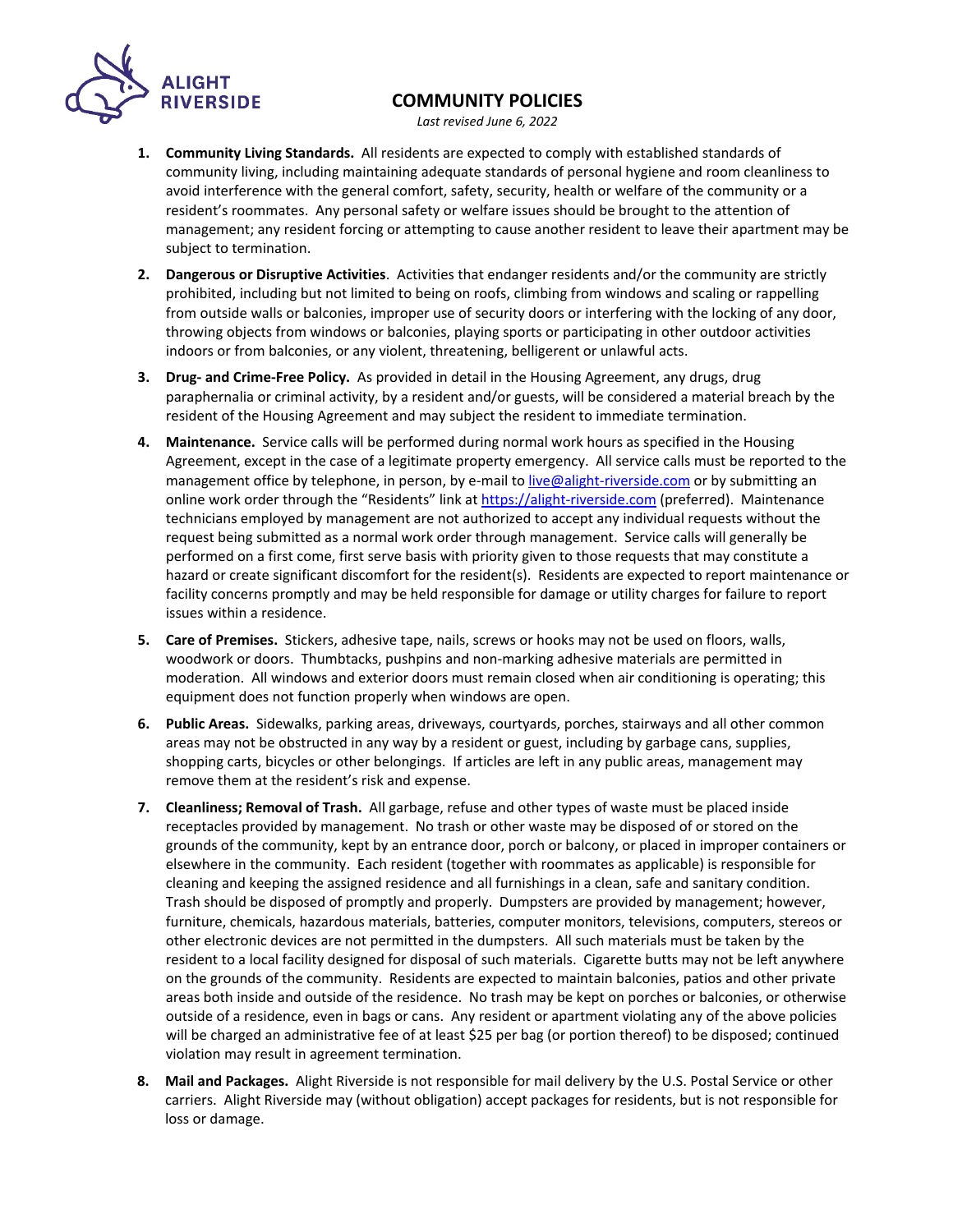ALIGHT RIVERSIDE

# COMMUNITY POLICIES

*Last revised June 6, 2022*

1. **Community Living Standards.** All residents are expected to comply with established standards of community living, including maintaining adequate standards of personal hygiene and room cleanliness to avoid interference with the general comfort, safety, security, health or welfare of the community or a resident's roommates. Any personal safety or welfare issues should be brought to the attention of management; any resident forcing or attempting to cause another resident to leave their apartment may be subject to termination.

2. **Dangerous or Disruptive Activities**. Activities that endanger residents and/or the community are strictly prohibited, including but not limited to being on roofs, climbing from windows and scaling or rappelling from outside walls or balconies, improper use of security doors or interfering with the locking of any door, throwing objects from windows or balconies, playing sports or participating in other outdoor activities indoors or from balconies, or any violent, threatening, belligerent or unlawful acts.

3. **Drug- and Crime-Free Policy.** As provided in detail in the Housing Agreement, any drugs, drug paraphernalia or criminal activity, by a resident and/or guests, will be considered a material breach by the resident of the Housing Agreement and may subject the resident to immediate termination.

4. **Maintenance.** Service calls will be performed during normal work hours as specified in the Housing Agreement, except in the case of a legitimate property emergency. All service calls must be reported to the management office by telephone, in person, by e-mail to live@alight-riverside.com or by submitting an online work order through the "Residents" link at https://alight-riverside.com (preferred). Maintenance technicians employed by management are not authorized to accept any individual requests without the request being submitted as a normal work order through management. Service calls will generally be performed on a first come, first serve basis with priority given to those requests that may constitute a hazard or create significant discomfort for the resident(s). Residents are expected to report maintenance or facility concerns promptly and may be held responsible for damage or utility charges for failure to report issues within a residence.

5. **Care of Premises.** Stickers, adhesive tape, nails, screws or hooks may not be used on floors, walls, woodwork or doors. Thumbtacks, pushpins and non-marking adhesive materials are permitted in moderation. All windows and exterior doors must remain closed when air conditioning is operating; this equipment does not function properly when windows are open.

6. **Public Areas.** Sidewalks, parking areas, driveways, courtyards, porches, stairways and all other common areas may not be obstructed in any way by a resident or guest, including by garbage cans, supplies, shopping carts, bicycles or other belongings. If articles are left in any public areas, management may remove them at the resident's risk and expense.

7. **Cleanliness; Removal of Trash.** All garbage, refuse and other types of waste must be placed inside receptacles provided by management. No trash or other waste may be disposed of or stored on the grounds of the community, kept by an entrance door, porch or balcony, or placed in improper containers or elsewhere in the community. Each resident (together with roommates as applicable) is responsible for cleaning and keeping the assigned residence and all furnishings in a clean, safe and sanitary condition. Trash should be disposed of promptly and properly. Dumpsters are provided by management; however, furniture, chemicals, hazardous materials, batteries, computer monitors, televisions, computers, stereos or other electronic devices are not permitted in the dumpsters. All such materials must be taken by the resident to a local facility designed for disposal of such materials. Cigarette butts may not be left anywhere on the grounds of the community. Residents are expected to maintain balconies, patios and other private areas both inside and outside of the residence. No trash may be kept on porches or balconies, or otherwise outside of a residence, even in bags or cans. Any resident or apartment violating any of the above policies will be charged an administrative fee of at least $25 per bag (or portion thereof) to be disposed; continued violation may result in agreement termination.

8. **Mail and Packages.** Alight Riverside is not responsible for mail delivery by the U.S. Postal Service or other carriers. Alight Riverside may (without obligation) accept packages for residents, but is not responsible for loss or damage.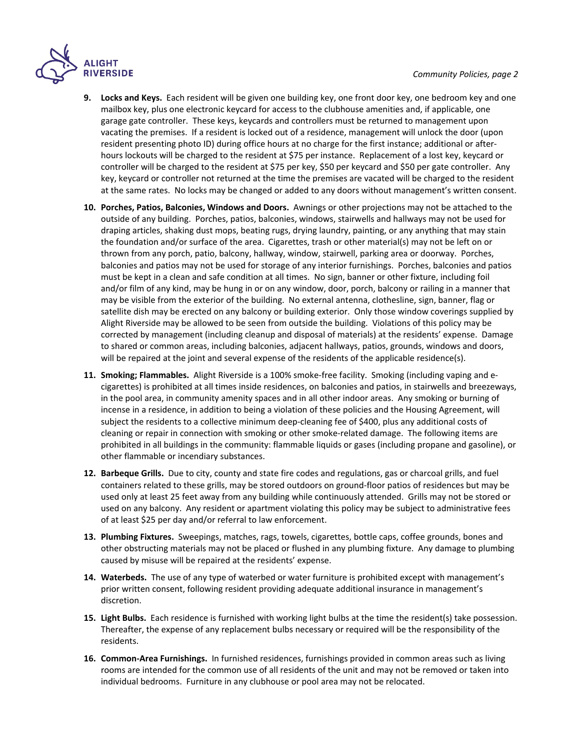9. **Locks and Keys.** Each resident will be given one building key, one front door key, one bedroom key and one mailbox key, plus one electronic keycard for access to the clubhouse amenities and, if applicable, one garage gate controller. These keys, keycards and controllers must be returned to management upon vacating the premises. If a resident is locked out of a residence, management will unlock the door (upon resident presenting photo ID) during office hours at no charge for the first instance; additional or after-hours lockouts will be charged to the resident at $75 per instance. Replacement of a lost key, keycard or controller will be charged to the resident at $75 per key, $50 per keycard and $50 per gate controller. Any key, keycard or controller not returned at the time the premises are vacated will be charged to the resident at the same rates. No locks may be changed or added to any doors without management's written consent.

10. **Porches, Patios, Balconies, Windows and Doors.** Awnings or other projections may not be attached to the outside of any building. Porches, patios, balconies, windows, stairwells and hallways may not be used for draping articles, shaking dust mops, beating rugs, drying laundry, painting, or any anything that may stain the foundation and/or surface of the area. Cigarettes, trash or other material(s) may not be left on or thrown from any porch, patio, balcony, hallway, window, stairwell, parking area or doorway. Porches, balconies and patios may not be used for storage of any interior furnishings. Porches, balconies and patios must be kept in a clean and safe condition at all times. No sign, banner or other fixture, including foil and/or film of any kind, may be hung in or on any window, door, porch, balcony or railing in a manner that may be visible from the exterior of the building. No external antenna, clothesline, sign, banner, flag or satellite dish may be erected on any balcony or building exterior. Only those window coverings supplied by Alight Riverside may be allowed to be seen from outside the building. Violations of this policy may be corrected by management (including cleanup and disposal of materials) at the residents' expense. Damage to shared or common areas, including balconies, adjacent hallways, patios, grounds, windows and doors, will be repaired at the joint and several expense of the residents of the applicable residence(s).

11. **Smoking; Flammables.** Alight Riverside is a 100% smoke-free facility. Smoking (including vaping and e-cigarettes) is prohibited at all times inside residences, on balconies and patios, in stairwells and breezeways, in the pool area, in community amenity spaces and in all other indoor areas. Any smoking or burning of incense in a residence, in addition to being a violation of these policies and the Housing Agreement, will subject the residents to a collective minimum deep-cleaning fee of $400, plus any additional costs of cleaning or repair in connection with smoking or other smoke-related damage. The following items are prohibited in all buildings in the community: flammable liquids or gases (including propane and gasoline), or other flammable or incendiary substances.

12. **Barbeque Grills.** Due to city, county and state fire codes and regulations, gas or charcoal grills, and fuel containers related to these grills, may be stored outdoors on ground-floor patios of residences but may be used only at least 25 feet away from any building while continuously attended. Grills may not be stored or used on any balcony. Any resident or apartment violating this policy may be subject to administrative fees of at least $25 per day and/or referral to law enforcement.

13. **Plumbing Fixtures.** Sweepings, matches, rags, towels, cigarettes, bottle caps, coffee grounds, bones and other obstructing materials may not be placed or flushed in any plumbing fixture. Any damage to plumbing caused by misuse will be repaired at the residents' expense.

14. **Waterbeds.** The use of any type of waterbed or water furniture is prohibited except with management's prior written consent, following resident providing adequate additional insurance in management's discretion.

15. **Light Bulbs.** Each residence is furnished with working light bulbs at the time the resident(s) take possession. Thereafter, the expense of any replacement bulbs necessary or required will be the responsibility of the residents.

16. **Common-Area Furnishings.** In furnished residences, furnishings provided in common areas such as living rooms are intended for the common use of all residents of the unit and may not be removed or taken into individual bedrooms. Furniture in any clubhouse or pool area may not be relocated.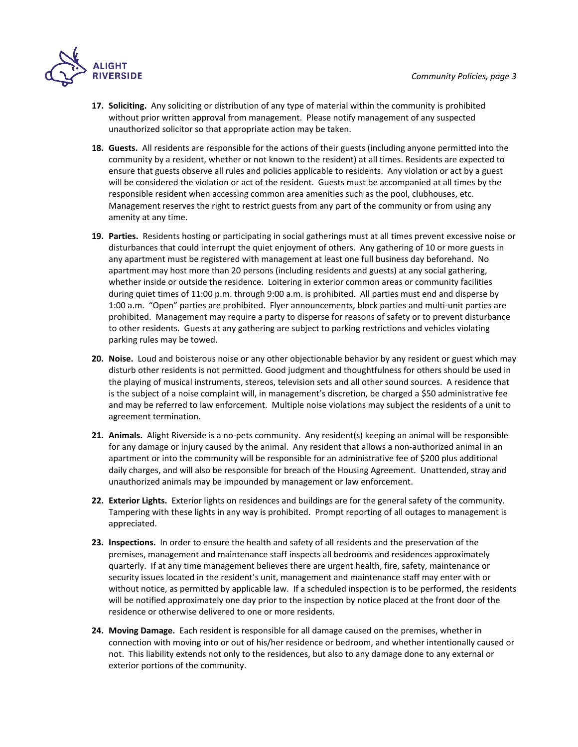17. **Soliciting.** Any soliciting or distribution of any type of material within the community is prohibited without prior written approval from management. Please notify management of any suspected unauthorized solicitor so that appropriate action may be taken.

18. **Guests.** All residents are responsible for the actions of their guests (including anyone permitted into the community by a resident, whether or not known to the resident) at all times. Residents are expected to ensure that guests observe all rules and policies applicable to residents. Any violation or act by a guest will be considered the violation or act of the resident. Guests must be accompanied at all times by the responsible resident when accessing common area amenities such as the pool, clubhouses, etc. Management reserves the right to restrict guests from any part of the community or from using any amenity at any time.

19. **Parties.** Residents hosting or participating in social gatherings must at all times prevent excessive noise or disturbances that could interrupt the quiet enjoyment of others. Any gathering of 10 or more guests in any apartment must be registered with management at least one full business day beforehand. No apartment may host more than 20 persons (including residents and guests) at any social gathering, whether inside or outside the residence. Loitering in exterior common areas or community facilities during quiet times of 11:00 p.m. through 9:00 a.m. is prohibited. All parties must end and disperse by 1:00 a.m. "Open" parties are prohibited. Flyer announcements, block parties and multi-unit parties are prohibited. Management may require a party to disperse for reasons of safety or to prevent disturbance to other residents. Guests at any gathering are subject to parking restrictions and vehicles violating parking rules may be towed.

20. **Noise.** Loud and boisterous noise or any other objectionable behavior by any resident or guest which may disturb other residents is not permitted. Good judgment and thoughtfulness for others should be used in the playing of musical instruments, stereos, television sets and all other sound sources. A residence that is the subject of a noise complaint will, in management's discretion, be charged a $50 administrative fee and may be referred to law enforcement. Multiple noise violations may subject the residents of a unit to agreement termination.

21. **Animals.** Alight Riverside is a no-pets community. Any resident(s) keeping an animal will be responsible for any damage or injury caused by the animal. Any resident that allows a non-authorized animal in an apartment or into the community will be responsible for an administrative fee of $200 plus additional daily charges, and will also be responsible for breach of the Housing Agreement. Unattended, stray and unauthorized animals may be impounded by management or law enforcement.

22. **Exterior Lights.** Exterior lights on residences and buildings are for the general safety of the community. Tampering with these lights in any way is prohibited. Prompt reporting of all outages to management is appreciated.

23. **Inspections.** In order to ensure the health and safety of all residents and the preservation of the premises, management and maintenance staff inspects all bedrooms and residences approximately quarterly. If at any time management believes there are urgent health, fire, safety, maintenance or security issues located in the resident's unit, management and maintenance staff may enter with or without notice, as permitted by applicable law. If a scheduled inspection is to be performed, the residents will be notified approximately one day prior to the inspection by notice placed at the front door of the residence or otherwise delivered to one or more residents.

24. **Moving Damage.** Each resident is responsible for all damage caused on the premises, whether in connection with moving into or out of his/her residence or bedroom, and whether intentionally caused or not. This liability extends not only to the residences, but also to any damage done to any external or exterior portions of the community.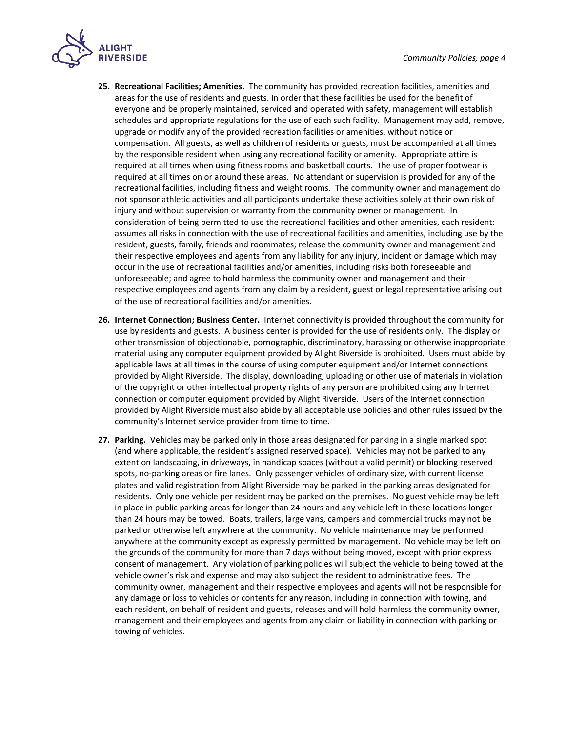25. **Recreational Facilities; Amenities.** The community has provided recreation facilities, amenities and areas for the use of residents and guests. In order that these facilities be used for the benefit of everyone and be properly maintained, serviced and operated with safety, management will establish schedules and appropriate regulations for the use of each such facility. Management may add, remove, upgrade or modify any of the provided recreation facilities or amenities, without notice or compensation. All guests, as well as children of residents or guests, must be accompanied at all times by the responsible resident when using any recreational facility or amenity. Appropriate attire is required at all times when using fitness rooms and basketball courts. The use of proper footwear is required at all times on or around these areas. No attendant or supervision is provided for any of the recreational facilities, including fitness and weight rooms. The community owner and management do not sponsor athletic activities and all participants undertake these activities solely at their own risk of injury and without supervision or warranty from the community owner or management. In consideration of being permitted to use the recreational facilities and other amenities, each resident: assumes all risks in connection with the use of recreational facilities and amenities, including use by the resident, guests, family, friends and roommates; release the community owner and management and their respective employees and agents from any liability for any injury, incident or damage which may occur in the use of recreational facilities and/or amenities, including risks both foreseeable and unforeseeable; and agree to hold harmless the community owner and management and their respective employees and agents from any claim by a resident, guest or legal representative arising out of the use of recreational facilities and/or amenities.

26. **Internet Connection; Business Center.** Internet connectivity is provided throughout the community for use by residents and guests. A business center is provided for the use of residents only. The display or other transmission of objectionable, pornographic, discriminatory, harassing or otherwise inappropriate material using any computer equipment provided by Alight Riverside is prohibited. Users must abide by applicable laws at all times in the course of using computer equipment and/or Internet connections provided by Alight Riverside. The display, downloading, uploading or other use of materials in violation of the copyright or other intellectual property rights of any person are prohibited using any Internet connection or computer equipment provided by Alight Riverside. Users of the Internet connection provided by Alight Riverside must also abide by all acceptable use policies and other rules issued by the community's Internet service provider from time to time.

27. **Parking.** Vehicles may be parked only in those areas designated for parking in a single marked spot (and where applicable, the resident's assigned reserved space). Vehicles may not be parked to any extent on landscaping, in driveways, in handicap spaces (without a valid permit) or blocking reserved spots, no-parking areas or fire lanes. Only passenger vehicles of ordinary size, with current license plates and valid registration from Alight Riverside may be parked in the parking areas designated for residents. Only one vehicle per resident may be parked on the premises. No guest vehicle may be left in place in public parking areas for longer than 24 hours and any vehicle left in these locations longer than 24 hours may be towed. Boats, trailers, large vans, campers and commercial trucks may not be parked or otherwise left anywhere at the community. No vehicle maintenance may be performed anywhere at the community except as expressly permitted by management. No vehicle may be left on the grounds of the community for more than 7 days without being moved, except with prior express consent of management. Any violation of parking policies will subject the vehicle to being towed at the vehicle owner's risk and expense and may also subject the resident to administrative fees. The community owner, management and their respective employees and agents will not be responsible for any damage or loss to vehicles or contents for any reason, including in connection with towing, and each resident, on behalf of resident and guests, releases and will hold harmless the community owner, management and their employees and agents from any claim or liability in connection with parking or towing of vehicles.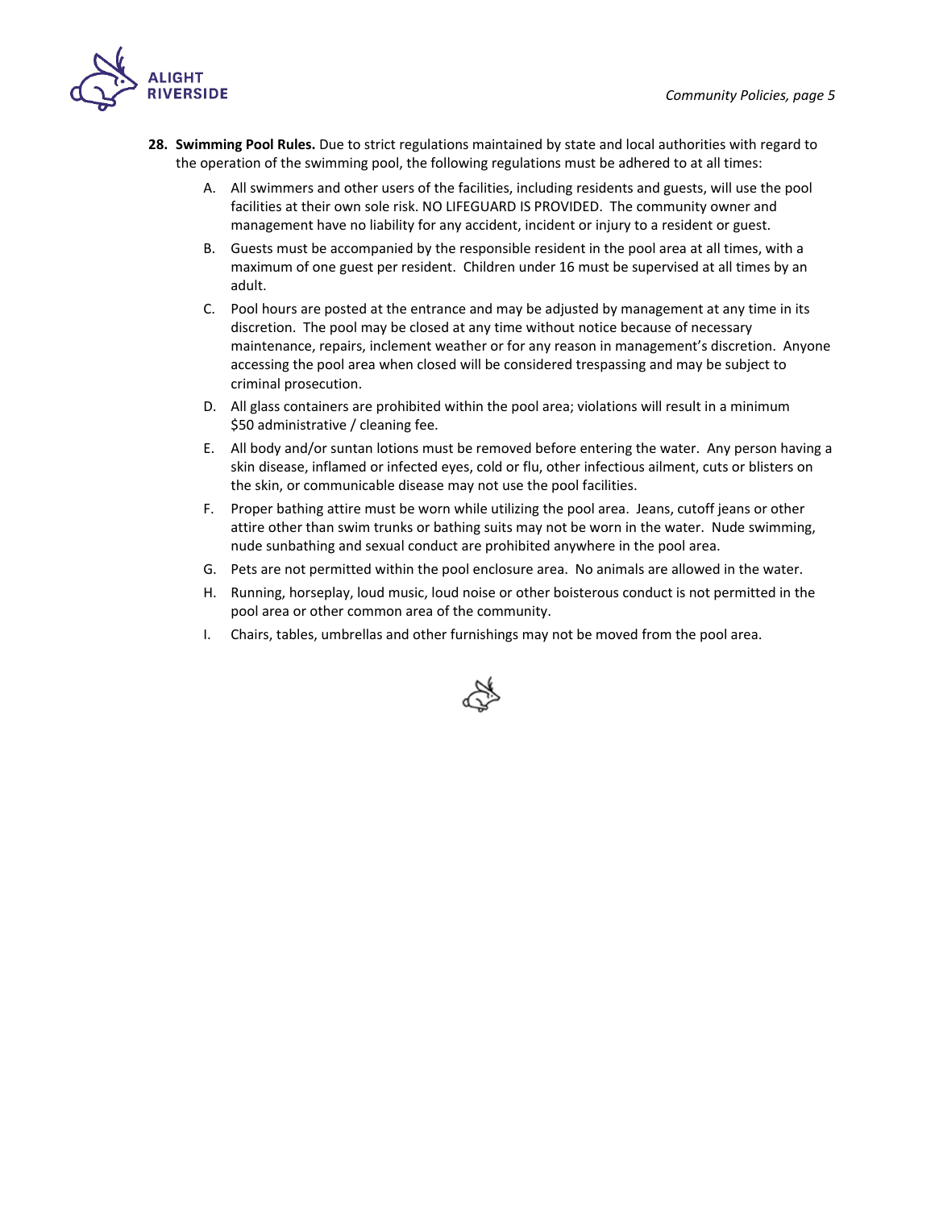28. **Swimming Pool Rules.** Due to strict regulations maintained by state and local authorities with regard to the operation of the swimming pool, the following regulations must be adhered to at all times:

    A. All swimmers and other users of the facilities, including residents and guests, will use the pool facilities at their own sole risk. NO LIFEGUARD IS PROVIDED. The community owner and management have no liability for any accident, incident or injury to a resident or guest.

    B. Guests must be accompanied by the responsible resident in the pool area at all times, with a maximum of one guest per resident. Children under 16 must be supervised at all times by an adult.

    C. Pool hours are posted at the entrance and may be adjusted by management at any time in its discretion. The pool may be closed at any time without notice because of necessary maintenance, repairs, inclement weather or for any reason in management's discretion. Anyone accessing the pool area when closed will be considered trespassing and may be subject to criminal prosecution.

    D. All glass containers are prohibited within the pool area; violations will result in a minimum $50 administrative / cleaning fee.

    E. All body and/or suntan lotions must be removed before entering the water. Any person having a skin disease, inflamed or infected eyes, cold or flu, other infectious ailment, cuts or blisters on the skin, or communicable disease may not use the pool facilities.

    F. Proper bathing attire must be worn while utilizing the pool area. Jeans, cutoff jeans or other attire other than swim trunks or bathing suits may not be worn in the water. Nude swimming, nude sunbathing and sexual conduct are prohibited anywhere in the pool area.

    G. Pets are not permitted within the pool enclosure area. No animals are allowed in the water.

    H. Running, horseplay, loud music, loud noise or other boisterous conduct is not permitted in the pool area or other common area of the community.

    I. Chairs, tables, umbrellas and other furnishings may not be moved from the pool area.